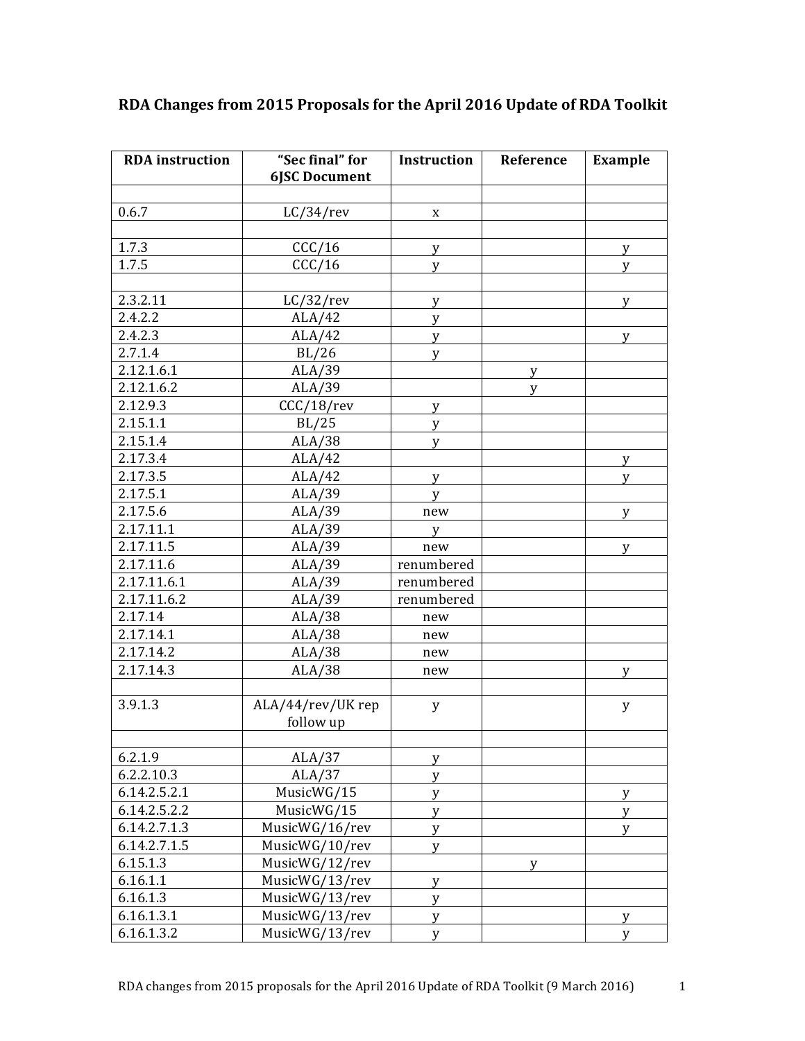## RDA Changes from 2015 Proposals for the April 2016 Update of RDA Toolkit

| RDA instruction | "Sec final" for 6JSC Document | Instruction | Reference | Example |
|---|---|---|---|---|
| | | | | |
| 0.6.7 | LC/34/rev | x | | |
| | | | | |
| 1.7.3 | CCC/16 | y | | y |
| 1.7.5 | CCC/16 | y | | y |
| | | | | |
| 2.3.2.11 | LC/32/rev | y | | y |
| 2.4.2.2 | ALA/42 | y | | |
| 2.4.2.3 | ALA/42 | y | | y |
| 2.7.1.4 | BL/26 | y | | |
| 2.12.1.6.1 | ALA/39 | | y | |
| 2.12.1.6.2 | ALA/39 | | y | |
| 2.12.9.3 | CCC/18/rev | y | | |
| 2.15.1.1 | BL/25 | y | | |
| 2.15.1.4 | ALA/38 | y | | |
| 2.17.3.4 | ALA/42 | | | y |
| 2.17.3.5 | ALA/42 | y | | y |
| 2.17.5.1 | ALA/39 | y | | |
| 2.17.5.6 | ALA/39 | new | | y |
| 2.17.11.1 | ALA/39 | y | | |
| 2.17.11.5 | ALA/39 | new | | y |
| 2.17.11.6 | ALA/39 | renumbered | | |
| 2.17.11.6.1 | ALA/39 | renumbered | | |
| 2.17.11.6.2 | ALA/39 | renumbered | | |
| 2.17.14 | ALA/38 | new | | |
| 2.17.14.1 | ALA/38 | new | | |
| 2.17.14.2 | ALA/38 | new | | |
| 2.17.14.3 | ALA/38 | new | | y |
| | | | | |
| 3.9.1.3 | ALA/44/rev/UK rep follow up | y | | y |
| | | | | |
| 6.2.1.9 | ALA/37 | y | | |
| 6.2.2.10.3 | ALA/37 | y | | |
| 6.14.2.5.2.1 | MusicWG/15 | y | | y |
| 6.14.2.5.2.2 | MusicWG/15 | y | | y |
| 6.14.2.7.1.3 | MusicWG/16/rev | y | | y |
| 6.14.2.7.1.5 | MusicWG/10/rev | y | | |
| 6.15.1.3 | MusicWG/12/rev | | y | |
| 6.16.1.1 | MusicWG/13/rev | y | | |
| 6.16.1.3 | MusicWG/13/rev | y | | |
| 6.16.1.3.1 | MusicWG/13/rev | y | | y |
| 6.16.1.3.2 | MusicWG/13/rev | y | | y |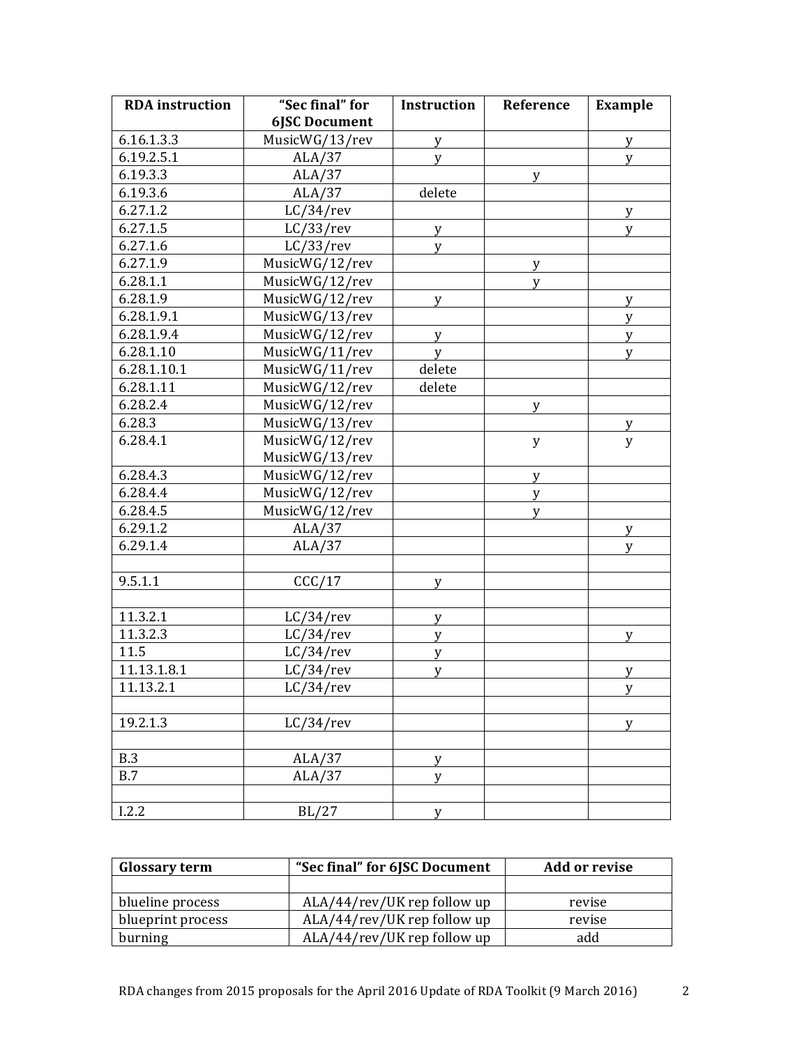| RDA instruction | "Sec final" for 6JSC Document | Instruction | Reference | Example |
| --- | --- | --- | --- | --- |
| 6.16.1.3.3 | MusicWG/13/rev | y | | y |
| 6.19.2.5.1 | ALA/37 | y | | y |
| 6.19.3.3 | ALA/37 | | y | |
| 6.19.3.6 | ALA/37 | delete | | |
| 6.27.1.2 | LC/34/rev | | | y |
| 6.27.1.5 | LC/33/rev | y | | y |
| 6.27.1.6 | LC/33/rev | y | | |
| 6.27.1.9 | MusicWG/12/rev | | y | |
| 6.28.1.1 | MusicWG/12/rev | | y | |
| 6.28.1.9 | MusicWG/12/rev | y | | y |
| 6.28.1.9.1 | MusicWG/13/rev | | | y |
| 6.28.1.9.4 | MusicWG/12/rev | y | | y |
| 6.28.1.10 | MusicWG/11/rev | y | | y |
| 6.28.1.10.1 | MusicWG/11/rev | delete | | |
| 6.28.1.11 | MusicWG/12/rev | delete | | |
| 6.28.2.4 | MusicWG/12/rev | | y | |
| 6.28.3 | MusicWG/13/rev | | | y |
| 6.28.4.1 | MusicWG/12/rev MusicWG/13/rev | | y | y |
| 6.28.4.3 | MusicWG/12/rev | | y | |
| 6.28.4.4 | MusicWG/12/rev | | y | |
| 6.28.4.5 | MusicWG/12/rev | | y | |
| 6.29.1.2 | ALA/37 | | | y |
| 6.29.1.4 | ALA/37 | | | y |
| | | | | |
| 9.5.1.1 | CCC/17 | y | | |
| | | | | |
| 11.3.2.1 | LC/34/rev | y | | |
| 11.3.2.3 | LC/34/rev | y | | y |
| 11.5 | LC/34/rev | y | | |
| 11.13.1.8.1 | LC/34/rev | y | | y |
| 11.13.2.1 | LC/34/rev | | | y |
| | | | | |
| 19.2.1.3 | LC/34/rev | | | y |
| | | | | |
| B.3 | ALA/37 | y | | |
| B.7 | ALA/37 | y | | |
| | | | | |
| I.2.2 | BL/27 | y | | |

| Glossary term | "Sec final" for 6JSC Document | Add or revise |
| --- | --- | --- |
| | | |
| blueline process | ALA/44/rev/UK rep follow up | revise |
| blueprint process | ALA/44/rev/UK rep follow up | revise |
| burning | ALA/44/rev/UK rep follow up | add |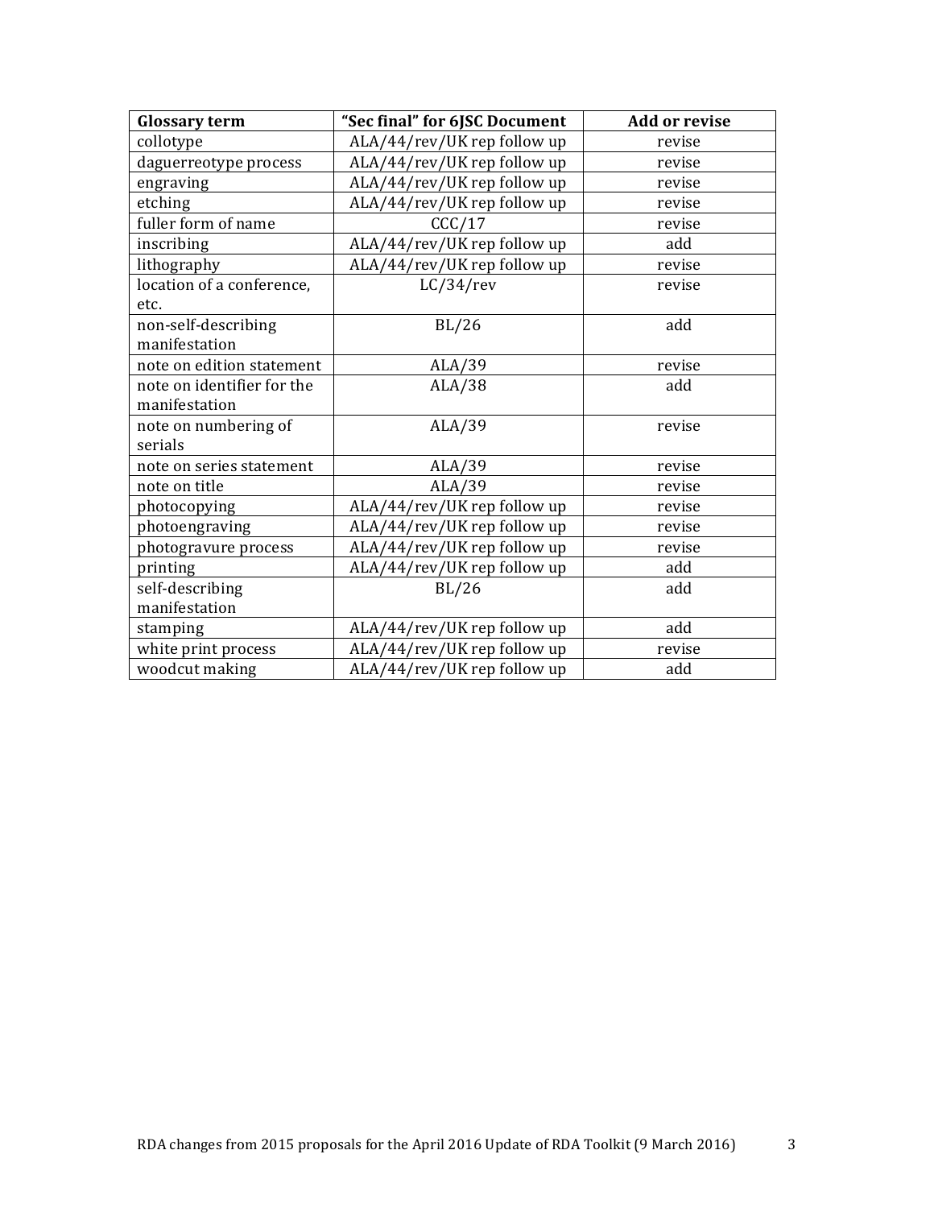| Glossary term | "Sec final" for 6JSC Document | Add or revise |
|---|---|---|
| collotype | ALA/44/rev/UK rep follow up | revise |
| daguerreotype process | ALA/44/rev/UK rep follow up | revise |
| engraving | ALA/44/rev/UK rep follow up | revise |
| etching | ALA/44/rev/UK rep follow up | revise |
| fuller form of name | CCC/17 | revise |
| inscribing | ALA/44/rev/UK rep follow up | add |
| lithography | ALA/44/rev/UK rep follow up | revise |
| location of a conference, etc. | LC/34/rev | revise |
| non-self-describing manifestation | BL/26 | add |
| note on edition statement | ALA/39 | revise |
| note on identifier for the manifestation | ALA/38 | add |
| note on numbering of serials | ALA/39 | revise |
| note on series statement | ALA/39 | revise |
| note on title | ALA/39 | revise |
| photocopying | ALA/44/rev/UK rep follow up | revise |
| photoengraving | ALA/44/rev/UK rep follow up | revise |
| photogravure process | ALA/44/rev/UK rep follow up | revise |
| printing | ALA/44/rev/UK rep follow up | add |
| self-describing manifestation | BL/26 | add |
| stamping | ALA/44/rev/UK rep follow up | add |
| white print process | ALA/44/rev/UK rep follow up | revise |
| woodcut making | ALA/44/rev/UK rep follow up | add |